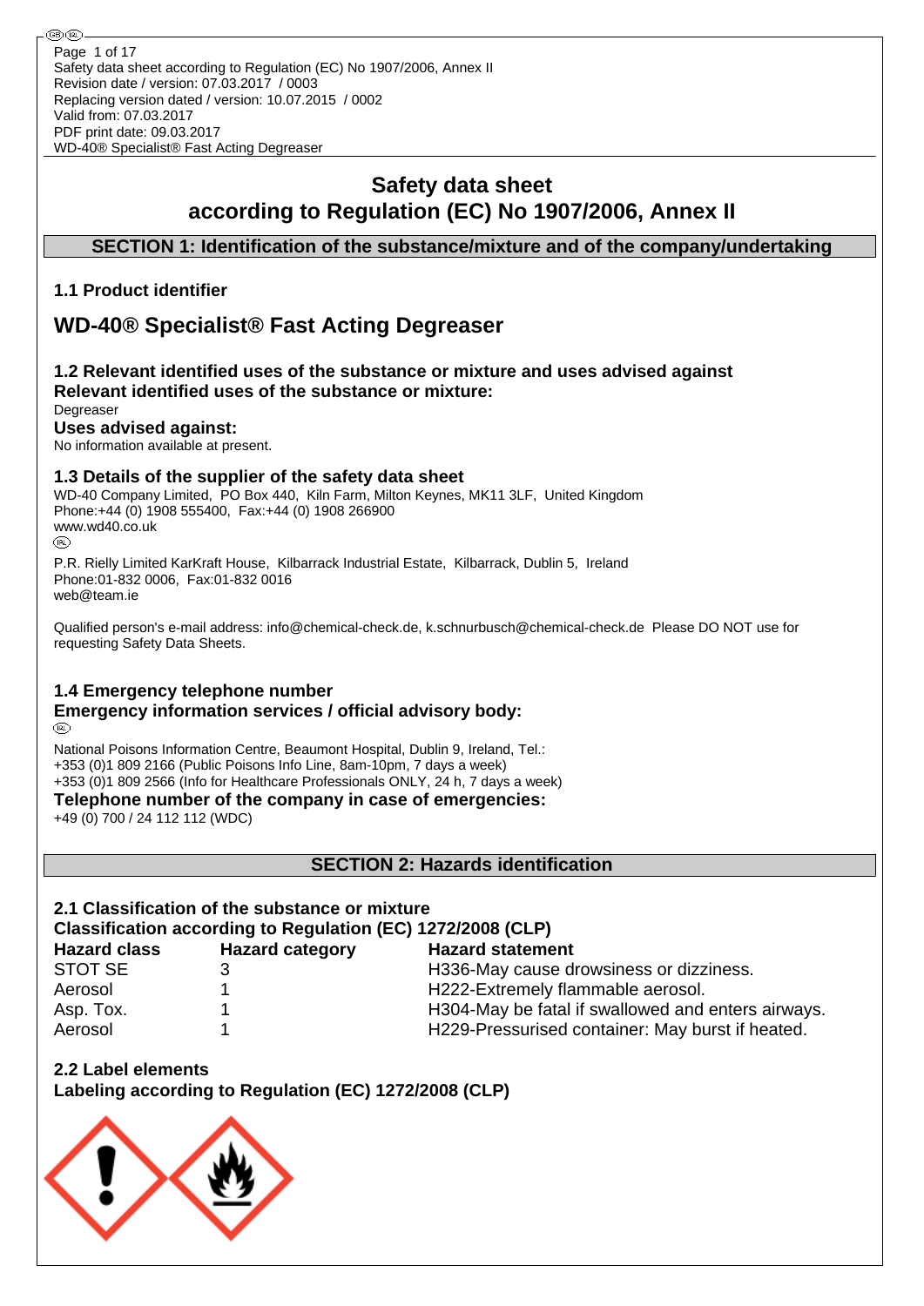Safety data sheet according to Regulation (EC) No 1907/2006, Annex II
Revision date / version: 07.03.2017 / 0003
Replacing version dated / version: 10.07.2015 / 0002
Valid from: 07.03.2017
PDF print date: 09.03.2017
WD-40® Specialist® Fast Acting Degreaser

# Safety data sheet
# according to Regulation (EC) No 1907/2006, Annex II

## SECTION 1: Identification of the substance/mixture and of the company/undertaking

### 1.1 Product identifier

# WD-40® Specialist® Fast Acting Degreaser

### 1.2 Relevant identified uses of the substance or mixture and uses advised against

**Relevant identified uses of the substance or mixture:**

Degreaser

**Uses advised against:**

No information available at present.

### 1.3 Details of the supplier of the safety data sheet

WD-40 Company Limited, PO Box 440, Kiln Farm, Milton Keynes, MK11 3LF, United Kingdom
Phone:+44 (0) 1908 555400, Fax:+44 (0) 1908 266900
www.wd40.co.uk

P.R. Rielly Limited KarKraft House, Kilbarrack Industrial Estate, Kilbarrack, Dublin 5, Ireland
Phone:01-832 0006, Fax:01-832 0016
web@team.ie

Qualified person's e-mail address: info@chemical-check.de, k.schnurbusch@chemical-check.de Please DO NOT use for requesting Safety Data Sheets.

### 1.4 Emergency telephone number

**Emergency information services / official advisory body:**

National Poisons Information Centre, Beaumont Hospital, Dublin 9, Ireland, Tel.:
+353 (0)1 809 2166 (Public Poisons Info Line, 8am-10pm, 7 days a week)
+353 (0)1 809 2566 (Info for Healthcare Professionals ONLY, 24 h, 7 days a week)

**Telephone number of the company in case of emergencies:**

+49 (0) 700 / 24 112 112 (WDC)

## SECTION 2: Hazards identification

### 2.1 Classification of the substance or mixture

**Classification according to Regulation (EC) 1272/2008 (CLP)**

| Hazard class | Hazard category | Hazard statement |
|---|---|---|
| STOT SE | 3 | H336-May cause drowsiness or dizziness. |
| Aerosol | 1 | H222-Extremely flammable aerosol. |
| Asp. Tox. | 1 | H304-May be fatal if swallowed and enters airways. |
| Aerosol | 1 | H229-Pressurised container: May burst if heated. |

### 2.2 Label elements

**Labeling according to Regulation (EC) 1272/2008 (CLP)**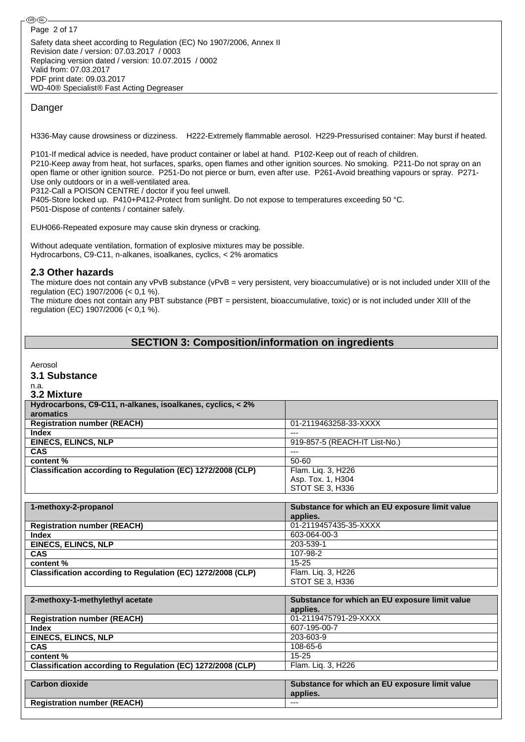Danger

H336-May cause drowsiness or dizziness. H222-Extremely flammable aerosol. H229-Pressurised container: May burst if heated.

P101-If medical advice is needed, have product container or label at hand. P102-Keep out of reach of children.
P210-Keep away from heat, hot surfaces, sparks, open flames and other ignition sources. No smoking. P211-Do not spray on an open flame or other ignition source. P251-Do not pierce or burn, even after use. P261-Avoid breathing vapours or spray. P271-Use only outdoors or in a well-ventilated area.
P312-Call a POISON CENTRE / doctor if you feel unwell.
P405-Store locked up. P410+P412-Protect from sunlight. Do not expose to temperatures exceeding 50 °C.
P501-Dispose of contents / container safely.

EUH066-Repeated exposure may cause skin dryness or cracking.

Without adequate ventilation, formation of explosive mixtures may be possible.
Hydrocarbons, C9-C11, n-alkanes, isoalkanes, cyclics, < 2% aromatics

## 2.3 Other hazards

The mixture does not contain any vPvB substance (vPvB = very persistent, very bioaccumulative) or is not included under XIII of the regulation (EC) 1907/2006 (< 0,1 %).
The mixture does not contain any PBT substance (PBT = persistent, bioaccumulative, toxic) or is not included under XIII of the regulation (EC) 1907/2006 (< 0,1 %).

# SECTION 3: Composition/information on ingredients

Aerosol

## 3.1 Substance

n.a.

## 3.2 Mixture

| Hydrocarbons, C9-C11, n-alkanes, isoalkanes, cyclics, < 2% aromatics | |
|---|---|
| **Registration number (REACH)** | 01-2119463258-33-XXXX |
| **Index** | --- |
| **EINECS, ELINCS, NLP** | 919-857-5 (REACH-IT List-No.) |
| **CAS** | --- |
| **content %** | 50-60 |
| **Classification according to Regulation (EC) 1272/2008 (CLP)** | Flam. Liq. 3, H226<br>Asp. Tox. 1, H304<br>STOT SE 3, H336 |

| 1-methoxy-2-propanol | Substance for which an EU exposure limit value applies. |
|---|---|
| **Registration number (REACH)** | 01-2119457435-35-XXXX |
| **Index** | 603-064-00-3 |
| **EINECS, ELINCS, NLP** | 203-539-1 |
| **CAS** | 107-98-2 |
| **content %** | 15-25 |
| **Classification according to Regulation (EC) 1272/2008 (CLP)** | Flam. Liq. 3, H226<br>STOT SE 3, H336 |

| 2-methoxy-1-methylethyl acetate | Substance for which an EU exposure limit value applies. |
|---|---|
| **Registration number (REACH)** | 01-2119475791-29-XXXX |
| **Index** | 607-195-00-7 |
| **EINECS, ELINCS, NLP** | 203-603-9 |
| **CAS** | 108-65-6 |
| **content %** | 15-25 |
| **Classification according to Regulation (EC) 1272/2008 (CLP)** | Flam. Liq. 3, H226 |

| Carbon dioxide | Substance for which an EU exposure limit value applies. |
|---|---|
| **Registration number (REACH)** | --- |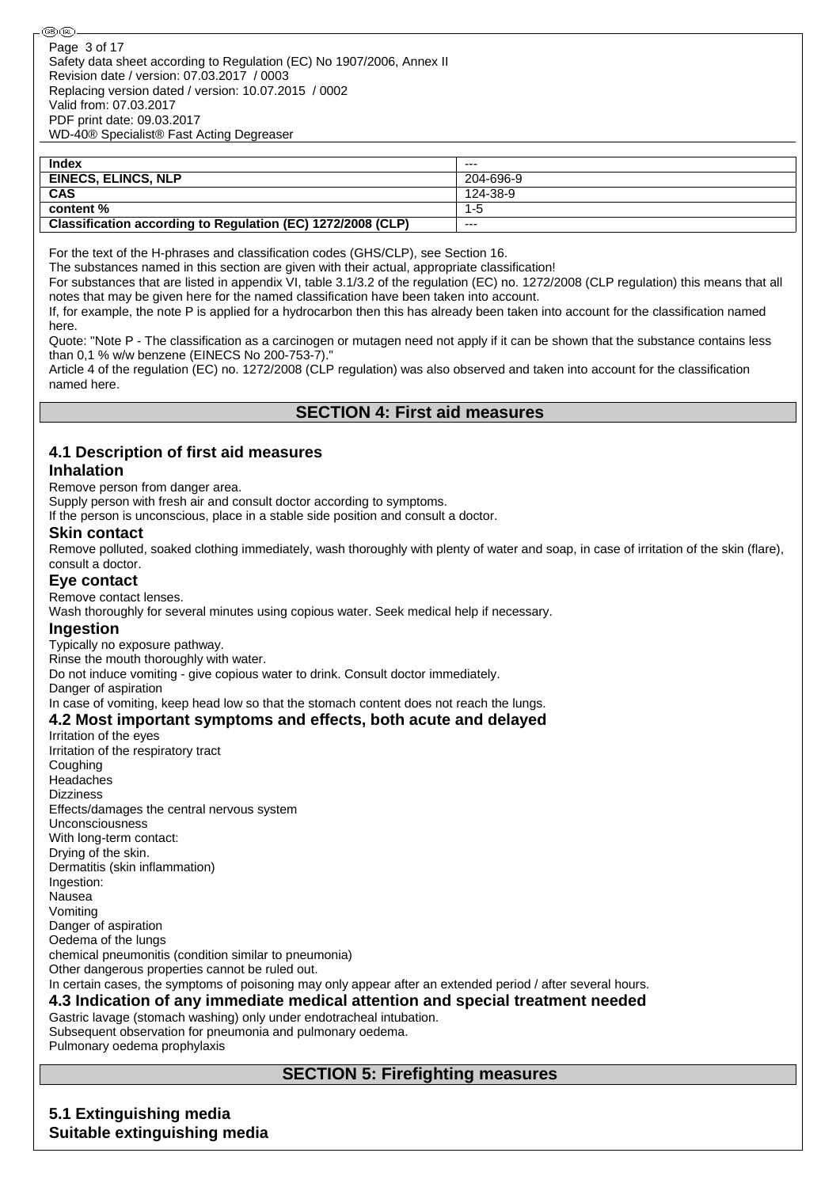| Index | --- |
| --- | --- |
| EINECS, ELINCS, NLP | 204-696-9 |
| CAS | 124-38-9 |
| content % | 1-5 |
| Classification according to Regulation (EC) 1272/2008 (CLP) | --- |

For the text of the H-phrases and classification codes (GHS/CLP), see Section 16.
The substances named in this section are given with their actual, appropriate classification!
For substances that are listed in appendix VI, table 3.1/3.2 of the regulation (EC) no. 1272/2008 (CLP regulation) this means that all notes that may be given here for the named classification have been taken into account.
If, for example, the note P is applied for a hydrocarbon then this has already been taken into account for the classification named here.
Quote: "Note P - The classification as a carcinogen or mutagen need not apply if it can be shown that the substance contains less than 0,1 % w/w benzene (EINECS No 200-753-7)."
Article 4 of the regulation (EC) no. 1272/2008 (CLP regulation) was also observed and taken into account for the classification named here.

## SECTION 4: First aid measures

### 4.1 Description of first aid measures

#### Inhalation

Remove person from danger area.
Supply person with fresh air and consult doctor according to symptoms.
If the person is unconscious, place in a stable side position and consult a doctor.

#### Skin contact

Remove polluted, soaked clothing immediately, wash thoroughly with plenty of water and soap, in case of irritation of the skin (flare), consult a doctor.

#### Eye contact

Remove contact lenses.
Wash thoroughly for several minutes using copious water. Seek medical help if necessary.

#### Ingestion

Typically no exposure pathway.
Rinse the mouth thoroughly with water.
Do not induce vomiting - give copious water to drink. Consult doctor immediately.
Danger of aspiration
In case of vomiting, keep head low so that the stomach content does not reach the lungs.

### 4.2 Most important symptoms and effects, both acute and delayed

Irritation of the eyes
Irritation of the respiratory tract
Coughing
Headaches
Dizziness
Effects/damages the central nervous system
Unconsciousness
With long-term contact:
Drying of the skin.
Dermatitis (skin inflammation)
Ingestion:
Nausea
Vomiting
Danger of aspiration
Oedema of the lungs
chemical pneumonitis (condition similar to pneumonia)
Other dangerous properties cannot be ruled out.
In certain cases, the symptoms of poisoning may only appear after an extended period / after several hours.

### 4.3 Indication of any immediate medical attention and special treatment needed

Gastric lavage (stomach washing) only under endotracheal intubation.
Subsequent observation for pneumonia and pulmonary oedema.
Pulmonary oedema prophylaxis

## SECTION 5: Firefighting measures

### 5.1 Extinguishing media

#### Suitable extinguishing media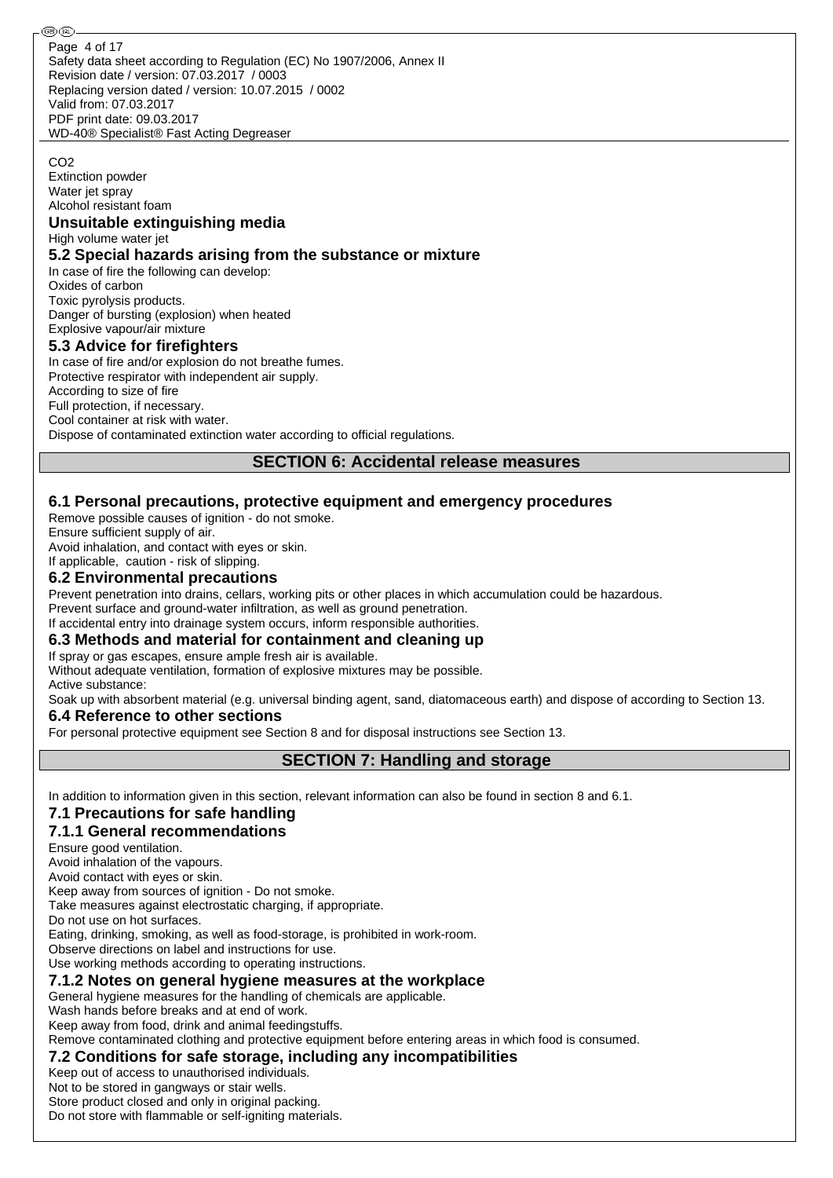$CO_2$
Extinction powder
Water jet spray
Alcohol resistant foam

### Unsuitable extinguishing media

High volume water jet

### 5.2 Special hazards arising from the substance or mixture

In case of fire the following can develop:
Oxides of carbon
Toxic pyrolysis products.
Danger of bursting (explosion) when heated
Explosive vapour/air mixture

### 5.3 Advice for firefighters

In case of fire and/or explosion do not breathe fumes.
Protective respirator with independent air supply.
According to size of fire
Full protection, if necessary.
Cool container at risk with water.
Dispose of contaminated extinction water according to official regulations.

## SECTION 6: Accidental release measures

### 6.1 Personal precautions, protective equipment and emergency procedures

Remove possible causes of ignition - do not smoke.
Ensure sufficient supply of air.
Avoid inhalation, and contact with eyes or skin.
If applicable, caution - risk of slipping.

### 6.2 Environmental precautions

Prevent penetration into drains, cellars, working pits or other places in which accumulation could be hazardous.
Prevent surface and ground-water infiltration, as well as ground penetration.
If accidental entry into drainage system occurs, inform responsible authorities.

### 6.3 Methods and material for containment and cleaning up

If spray or gas escapes, ensure ample fresh air is available.
Without adequate ventilation, formation of explosive mixtures may be possible.
Active substance:
Soak up with absorbent material (e.g. universal binding agent, sand, diatomaceous earth) and dispose of according to Section 13.

### 6.4 Reference to other sections

For personal protective equipment see Section 8 and for disposal instructions see Section 13.

## SECTION 7: Handling and storage

In addition to information given in this section, relevant information can also be found in section 8 and 6.1.

### 7.1 Precautions for safe handling

### 7.1.1 General recommendations

Ensure good ventilation.
Avoid inhalation of the vapours.
Avoid contact with eyes or skin.
Keep away from sources of ignition - Do not smoke.
Take measures against electrostatic charging, if appropriate.
Do not use on hot surfaces.
Eating, drinking, smoking, as well as food-storage, is prohibited in work-room.
Observe directions on label and instructions for use.
Use working methods according to operating instructions.

### 7.1.2 Notes on general hygiene measures at the workplace

General hygiene measures for the handling of chemicals are applicable.
Wash hands before breaks and at end of work.
Keep away from food, drink and animal feedingstuffs.
Remove contaminated clothing and protective equipment before entering areas in which food is consumed.

### 7.2 Conditions for safe storage, including any incompatibilities

Keep out of access to unauthorised individuals.
Not to be stored in gangways or stair wells.
Store product closed and only in original packing.
Do not store with flammable or self-igniting materials.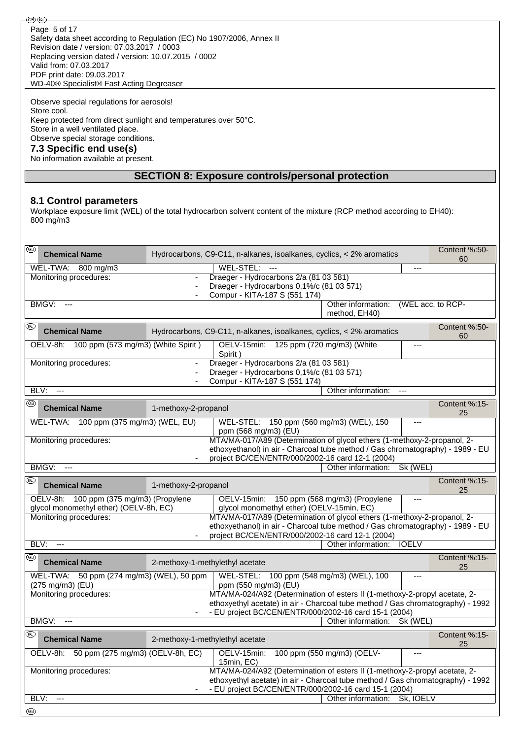Observe special regulations for aerosols!
Store cool.
Keep protected from direct sunlight and temperatures over 50°C.
Store in a well ventilated place.
Observe special storage conditions.

### 7.3 Specific end use(s)

No information available at present.

## SECTION 8: Exposure controls/personal protection

### 8.1 Control parameters

Workplace exposure limit (WEL) of the total hydrocarbon solvent content of the mixture (RCP method according to EH40):
800 mg/m3

| (GB) Chemical Name | Hydrocarbons, C9-C11, n-alkanes, isoalkanes, cyclics, < 2% aromatics | | Content %:50-60 |
|---|---|---|---|
| WEL-TWA: 800 mg/m3 | WEL-STEL: --- | --- | |
| Monitoring procedures: | - Draeger - Hydrocarbons 2/a (81 03 581)<br>- Draeger - Hydrocarbons 0,1%/c (81 03 571)<br>- Compur - KITA-187 S (551 174) | | |
| BMGV: --- | | Other information: (WEL acc. to RCP-method, EH40) | |

| (IRL) Chemical Name | Hydrocarbons, C9-C11, n-alkanes, isoalkanes, cyclics, < 2% aromatics | | Content %:50-60 |
|---|---|---|---|
| OELV-8h: 100 ppm (573 mg/m3) (White Spirit ) | OELV-15min: 125 ppm (720 mg/m3) (White Spirit ) | --- | |
| Monitoring procedures: | - Draeger - Hydrocarbons 2/a (81 03 581)<br>- Draeger - Hydrocarbons 0,1%/c (81 03 571)<br>- Compur - KITA-187 S (551 174) | | |
| BLV: --- | | Other information: --- | |

| (GB) Chemical Name | 1-methoxy-2-propanol | | Content %:15-25 |
|---|---|---|---|
| WEL-TWA: 100 ppm (375 mg/m3) (WEL, EU) | WEL-STEL: 150 ppm (560 mg/m3) (WEL), 150 ppm (568 mg/m3) (EU) | --- | |
| Monitoring procedures: | - MTA/MA-017/A89 (Determination of glycol ethers (1-methoxy-2-propanol, 2-ethoxyethanol) in air - Charcoal tube method / Gas chromatography) - 1989 - EU project BC/CEN/ENTR/000/2002-16 card 12-1 (2004) | | |
| BMGV: --- | | Other information: Sk (WEL) | |

| (IRL) Chemical Name | 1-methoxy-2-propanol | | Content %:15-25 |
|---|---|---|---|
| OELV-8h: 100 ppm (375 mg/m3) (Propylene glycol monomethyl ether) (OELV-8h, EC) | OELV-15min: 150 ppm (568 mg/m3) (Propylene glycol monomethyl ether) (OELV-15min, EC) | --- | |
| Monitoring procedures: | - MTA/MA-017/A89 (Determination of glycol ethers (1-methoxy-2-propanol, 2-ethoxyethanol) in air - Charcoal tube method / Gas chromatography) - 1989 - EU project BC/CEN/ENTR/000/2002-16 card 12-1 (2004) | | |
| BLV: --- | | Other information: IOELV | |

| (GB) Chemical Name | 2-methoxy-1-methylethyl acetate | | Content %:15-25 |
|---|---|---|---|
| WEL-TWA: 50 ppm (274 mg/m3) (WEL), 50 ppm (275 mg/m3) (EU) | WEL-STEL: 100 ppm (548 mg/m3) (WEL), 100 ppm (550 mg/m3) (EU) | --- | |
| Monitoring procedures: | - MTA/MA-024/A92 (Determination of esters II (1-methoxy-2-propyl acetate, 2-ethoxyethyl acetate) in air - Charcoal tube method / Gas chromatography) - 1992 - EU project BC/CEN/ENTR/000/2002-16 card 15-1 (2004) | | |
| BMGV: --- | | Other information: Sk (WEL) | |

| (IRL) Chemical Name | 2-methoxy-1-methylethyl acetate | | Content %:15-25 |
|---|---|---|---|
| OELV-8h: 50 ppm (275 mg/m3) (OELV-8h, EC) | OELV-15min: 100 ppm (550 mg/m3) (OELV-15min, EC) | --- | |
| Monitoring procedures: | - MTA/MA-024/A92 (Determination of esters II (1-methoxy-2-propyl acetate, 2-ethoxyethyl acetate) in air - Charcoal tube method / Gas chromatography) - 1992 - EU project BC/CEN/ENTR/000/2002-16 card 15-1 (2004) | | |
| BLV: --- | | Other information: Sk, IOELV | |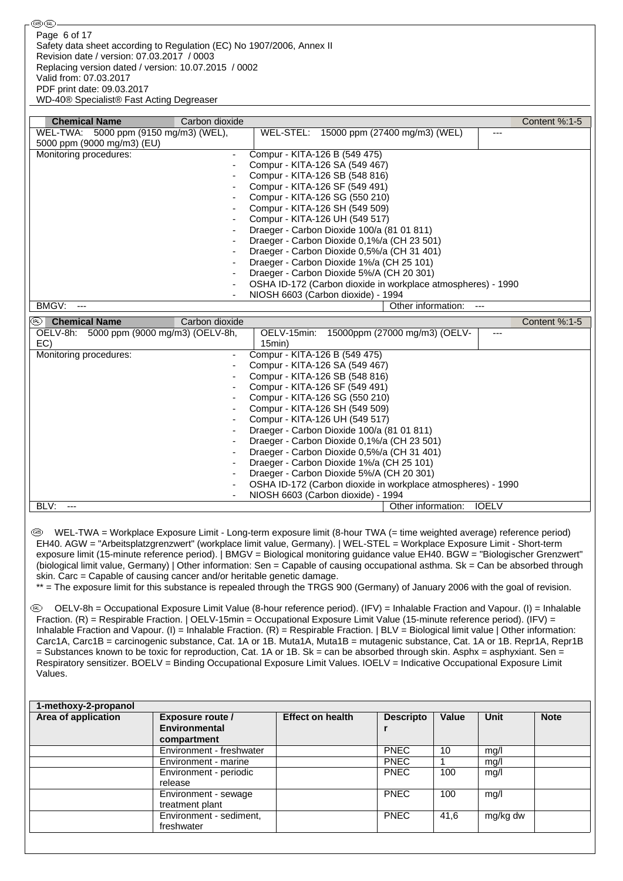| **Chemical Name** | Carbon dioxide | | Content %:1-5 |
|---|---|---|---|
| WEL-TWA: 5000 ppm (9150 mg/m3) (WEL), 5000 ppm (9000 mg/m3) (EU) | WEL-STEL: 15000 ppm (27400 mg/m3) (WEL) | | --- |
| Monitoring procedures: | - Compur - KITA-126 B (549 475)<br>- Compur - KITA-126 SA (549 467)<br>- Compur - KITA-126 SB (548 816)<br>- Compur - KITA-126 SF (549 491)<br>- Compur - KITA-126 SG (550 210)<br>- Compur - KITA-126 SH (549 509)<br>- Compur - KITA-126 UH (549 517)<br>- Draeger - Carbon Dioxide 100/a (81 01 811)<br>- Draeger - Carbon Dioxide 0,1%/a (CH 23 501)<br>- Draeger - Carbon Dioxide 0,5%/a (CH 31 401)<br>- Draeger - Carbon Dioxide 1%/a (CH 25 101)<br>- Draeger - Carbon Dioxide 5%/A (CH 20 301)<br>- OSHA ID-172 (Carbon dioxide in workplace atmospheres) - 1990<br>- NIOSH 6603 (Carbon dioxide) - 1994 | | |
| BMGV: --- | | Other information: --- | |

| **Chemical Name** | Carbon dioxide | | Content %:1-5 |
|---|---|---|---|
| OELV-8h: 5000 ppm (9000 mg/m3) (OELV-8h, EC) | OELV-15min: 15000ppm (27000 mg/m3) (OELV-15min) | | --- |
| Monitoring procedures: | - Compur - KITA-126 B (549 475)<br>- Compur - KITA-126 SA (549 467)<br>- Compur - KITA-126 SB (548 816)<br>- Compur - KITA-126 SF (549 491)<br>- Compur - KITA-126 SG (550 210)<br>- Compur - KITA-126 SH (549 509)<br>- Compur - KITA-126 UH (549 517)<br>- Draeger - Carbon Dioxide 100/a (81 01 811)<br>- Draeger - Carbon Dioxide 0,1%/a (CH 23 501)<br>- Draeger - Carbon Dioxide 0,5%/a (CH 31 401)<br>- Draeger - Carbon Dioxide 1%/a (CH 25 101)<br>- Draeger - Carbon Dioxide 5%/A (CH 20 301)<br>- OSHA ID-172 (Carbon dioxide in workplace atmospheres) - 1990<br>- NIOSH 6603 (Carbon dioxide) - 1994 | | |
| BLV: --- | | Other information: IOELV | |

(GB) WEL-TWA = Workplace Exposure Limit - Long-term exposure limit (8-hour TWA (= time weighted average) reference period) EH40. AGW = "Arbeitsplatzgrenzwert" (workplace limit value, Germany). | WEL-STEL = Workplace Exposure Limit - Short-term exposure limit (15-minute reference period). | BMGV = Biological monitoring guidance value EH40. BGW = "Biologischer Grenzwert" (biological limit value, Germany) | Other information: Sen = Capable of causing occupational asthma. Sk = Can be absorbed through skin. Carc = Capable of causing cancer and/or heritable genetic damage.

** = The exposure limit for this substance is repealed through the TRGS 900 (Germany) of January 2006 with the goal of revision.

(IRL) OELV-8h = Occupational Exposure Limit Value (8-hour reference period). (IFV) = Inhalable Fraction and Vapour. (I) = Inhalable Fraction. (R) = Respirable Fraction. | OELV-15min = Occupational Exposure Limit Value (15-minute reference period). (IFV) = Inhalable Fraction and Vapour. (I) = Inhalable Fraction. (R) = Respirable Fraction. | BLV = Biological limit value | Other information: Carc1A, Carc1B = carcinogenic substance, Cat. 1A or 1B. Muta1A, Muta1B = mutagenic substance, Cat. 1A or 1B. Repr1A, Repr1B = Substances known to be toxic for reproduction, Cat. 1A or 1B. Sk = can be absorbed through skin. Asphx = asphyxiant. Sen = Respiratory sensitizer. BOELV = Binding Occupational Exposure Limit Values. IOELV = Indicative Occupational Exposure Limit Values.

**1-methoxy-2-propanol**

| Area of application | Exposure route / Environmental compartment | Effect on health | Descriptor | Value | Unit | Note |
|---|---|---|---|---|---|---|
| | Environment - freshwater | | PNEC | 10 | mg/l | |
| | Environment - marine | | PNEC | 1 | mg/l | |
| | Environment - periodic release | | PNEC | 100 | mg/l | |
| | Environment - sewage treatment plant | | PNEC | 100 | mg/l | |
| | Environment - sediment, freshwater | | PNEC | 41,6 | mg/kg dw | |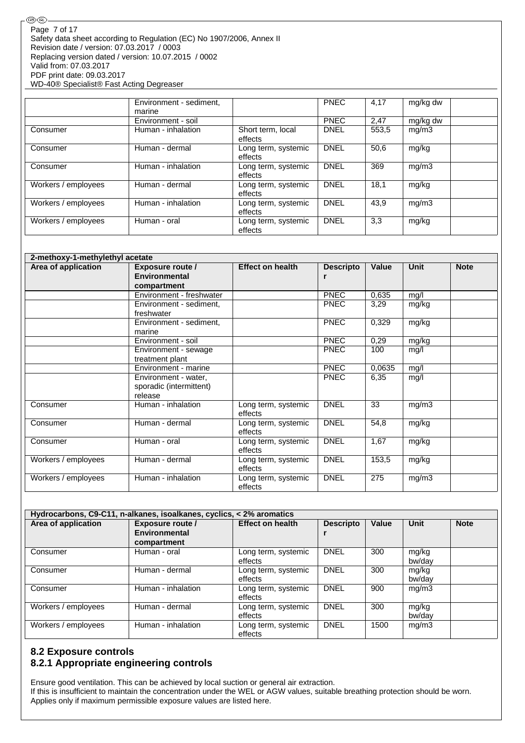| | | | | | | |
|---|---|---|---|---|---|---|
| | Environment - sediment, marine | | PNEC | 4,17 | mg/kg dw | |
| | Environment - soil | | PNEC | 2,47 | mg/kg dw | |
| Consumer | Human - inhalation | Short term, local effects | DNEL | 553,5 | mg/m3 | |
| Consumer | Human - dermal | Long term, systemic effects | DNEL | 50,6 | mg/kg | |
| Consumer | Human - inhalation | Long term, systemic effects | DNEL | 369 | mg/m3 | |
| Workers / employees | Human - dermal | Long term, systemic effects | DNEL | 18,1 | mg/kg | |
| Workers / employees | Human - inhalation | Long term, systemic effects | DNEL | 43,9 | mg/m3 | |
| Workers / employees | Human - oral | Long term, systemic effects | DNEL | 3,3 | mg/kg | |

| 2-methoxy-1-methylethyl acetate | | | | | | |
|---|---|---|---|---|---|---|
| **Area of application** | **Exposure route / Environmental compartment** | **Effect on health** | **Descriptor** | **Value** | **Unit** | **Note** |
| | Environment - freshwater | | PNEC | 0,635 | mg/l | |
| | Environment - sediment, freshwater | | PNEC | 3,29 | mg/kg | |
| | Environment - sediment, marine | | PNEC | 0,329 | mg/kg | |
| | Environment - soil | | PNEC | 0,29 | mg/kg | |
| | Environment - sewage treatment plant | | PNEC | 100 | mg/l | |
| | Environment - marine | | PNEC | 0,0635 | mg/l | |
| | Environment - water, sporadic (intermittent) release | | PNEC | 6,35 | mg/l | |
| Consumer | Human - inhalation | Long term, systemic effects | DNEL | 33 | mg/m3 | |
| Consumer | Human - dermal | Long term, systemic effects | DNEL | 54,8 | mg/kg | |
| Consumer | Human - oral | Long term, systemic effects | DNEL | 1,67 | mg/kg | |
| Workers / employees | Human - dermal | Long term, systemic effects | DNEL | 153,5 | mg/kg | |
| Workers / employees | Human - inhalation | Long term, systemic effects | DNEL | 275 | mg/m3 | |

| Hydrocarbons, C9-C11, n-alkanes, isoalkanes, cyclics, < 2% aromatics | | | | | | |
|---|---|---|---|---|---|---|
| **Area of application** | **Exposure route / Environmental compartment** | **Effect on health** | **Descriptor** | **Value** | **Unit** | **Note** |
| Consumer | Human - oral | Long term, systemic effects | DNEL | 300 | mg/kg bw/day | |
| Consumer | Human - dermal | Long term, systemic effects | DNEL | 300 | mg/kg bw/day | |
| Consumer | Human - inhalation | Long term, systemic effects | DNEL | 900 | mg/m3 | |
| Workers / employees | Human - dermal | Long term, systemic effects | DNEL | 300 | mg/kg bw/day | |
| Workers / employees | Human - inhalation | Long term, systemic effects | DNEL | 1500 | mg/m3 | |

## 8.2 Exposure controls

### 8.2.1 Appropriate engineering controls

Ensure good ventilation. This can be achieved by local suction or general air extraction.
If this is insufficient to maintain the concentration under the WEL or AGW values, suitable breathing protection should be worn.
Applies only if maximum permissible exposure values are listed here.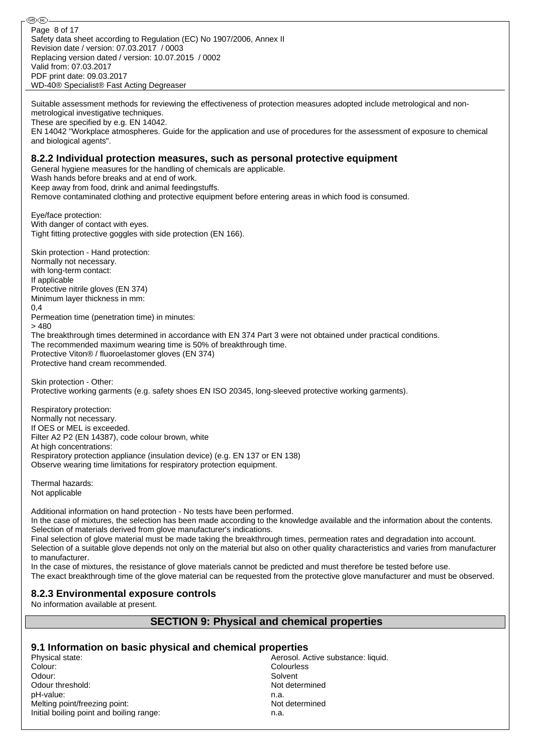Suitable assessment methods for reviewing the effectiveness of protection measures adopted include metrological and non-metrological investigative techniques.
These are specified by e.g. EN 14042.
EN 14042 "Workplace atmospheres. Guide for the application and use of procedures for the assessment of exposure to chemical and biological agents".

### 8.2.2 Individual protection measures, such as personal protective equipment

General hygiene measures for the handling of chemicals are applicable.
Wash hands before breaks and at end of work.
Keep away from food, drink and animal feedingstuffs.
Remove contaminated clothing and protective equipment before entering areas in which food is consumed.

Eye/face protection:
With danger of contact with eyes.
Tight fitting protective goggles with side protection (EN 166).

Skin protection - Hand protection:
Normally not necessary.
with long-term contact:
If applicable
Protective nitrile gloves (EN 374)
Minimum layer thickness in mm:
0,4
Permeation time (penetration time) in minutes:
> 480
The breakthrough times determined in accordance with EN 374 Part 3 were not obtained under practical conditions.
The recommended maximum wearing time is 50% of breakthrough time.
Protective Viton® / fluoroelastomer gloves (EN 374)
Protective hand cream recommended.

Skin protection - Other:
Protective working garments (e.g. safety shoes EN ISO 20345, long-sleeved protective working garments).

Respiratory protection:
Normally not necessary.
If OES or MEL is exceeded.
Filter A2 P2 (EN 14387), code colour brown, white
At high concentrations:
Respiratory protection appliance (insulation device) (e.g. EN 137 or EN 138)
Observe wearing time limitations for respiratory protection equipment.

Thermal hazards:
Not applicable

Additional information on hand protection - No tests have been performed.
In the case of mixtures, the selection has been made according to the knowledge available and the information about the contents.
Selection of materials derived from glove manufacturer's indications.
Final selection of glove material must be made taking the breakthrough times, permeation rates and degradation into account.
Selection of a suitable glove depends not only on the material but also on other quality characteristics and varies from manufacturer to manufacturer.
In the case of mixtures, the resistance of glove materials cannot be predicted and must therefore be tested before use.
The exact breakthrough time of the glove material can be requested from the protective glove manufacturer and must be observed.

### 8.2.3 Environmental exposure controls

No information available at present.

## SECTION 9: Physical and chemical properties

### 9.1 Information on basic physical and chemical properties

| | |
|---|---|
| Physical state: | Aerosol. Active substance: liquid. |
| Colour: | Colourless |
| Odour: | Solvent |
| Odour threshold: | Not determined |
| pH-value: | n.a. |
| Melting point/freezing point: | Not determined |
| Initial boiling point and boiling range: | n.a. |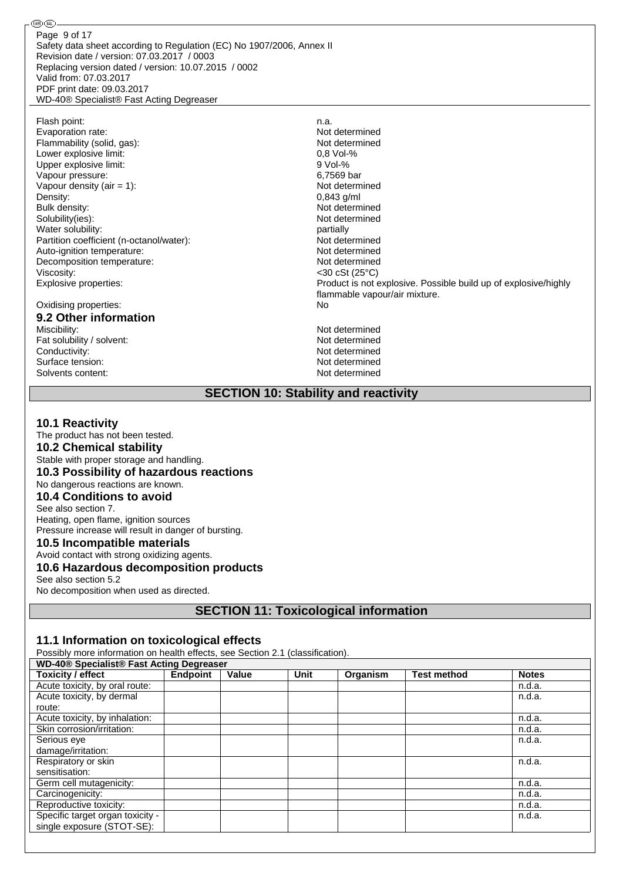Flash point: n.a.
Evaporation rate: Not determined
Flammability (solid, gas): Not determined
Lower explosive limit: 0,8 Vol-%
Upper explosive limit: 9 Vol-%
Vapour pressure: 6,7569 bar
Vapour density (air = 1): Not determined
Density: 0,843 g/ml
Bulk density: Not determined
Solubility(ies): Not determined
Water solubility: partially
Partition coefficient (n-octanol/water): Not determined
Auto-ignition temperature: Not determined
Decomposition temperature: Not determined
Viscosity: <30 cSt (25°C)
Explosive properties: Product is not explosive. Possible build up of explosive/highly flammable vapour/air mixture.
Oxidising properties: No

## 9.2 Other information

Miscibility: Not determined
Fat solubility / solvent: Not determined
Conductivity: Not determined
Surface tension: Not determined
Solvents content: Not determined

# SECTION 10: Stability and reactivity

## 10.1 Reactivity

The product has not been tested.

## 10.2 Chemical stability

Stable with proper storage and handling.

## 10.3 Possibility of hazardous reactions

No dangerous reactions are known.

## 10.4 Conditions to avoid

See also section 7.
Heating, open flame, ignition sources
Pressure increase will result in danger of bursting.

## 10.5 Incompatible materials

Avoid contact with strong oxidizing agents.

## 10.6 Hazardous decomposition products

See also section 5.2
No decomposition when used as directed.

# SECTION 11: Toxicological information

## 11.1 Information on toxicological effects

Possibly more information on health effects, see Section 2.1 (classification).

| WD-40® Specialist® Fast Acting Degreaser | | | | | | |
|---|---|---|---|---|---|---|
| **Toxicity / effect** | **Endpoint** | **Value** | **Unit** | **Organism** | **Test method** | **Notes** |
| Acute toxicity, by oral route: | | | | | | n.d.a. |
| Acute toxicity, by dermal route: | | | | | | n.d.a. |
| Acute toxicity, by inhalation: | | | | | | n.d.a. |
| Skin corrosion/irritation: | | | | | | n.d.a. |
| Serious eye damage/irritation: | | | | | | n.d.a. |
| Respiratory or skin sensitisation: | | | | | | n.d.a. |
| Germ cell mutagenicity: | | | | | | n.d.a. |
| Carcinogenicity: | | | | | | n.d.a. |
| Reproductive toxicity: | | | | | | n.d.a. |
| Specific target organ toxicity - single exposure (STOT-SE): | | | | | | n.d.a. |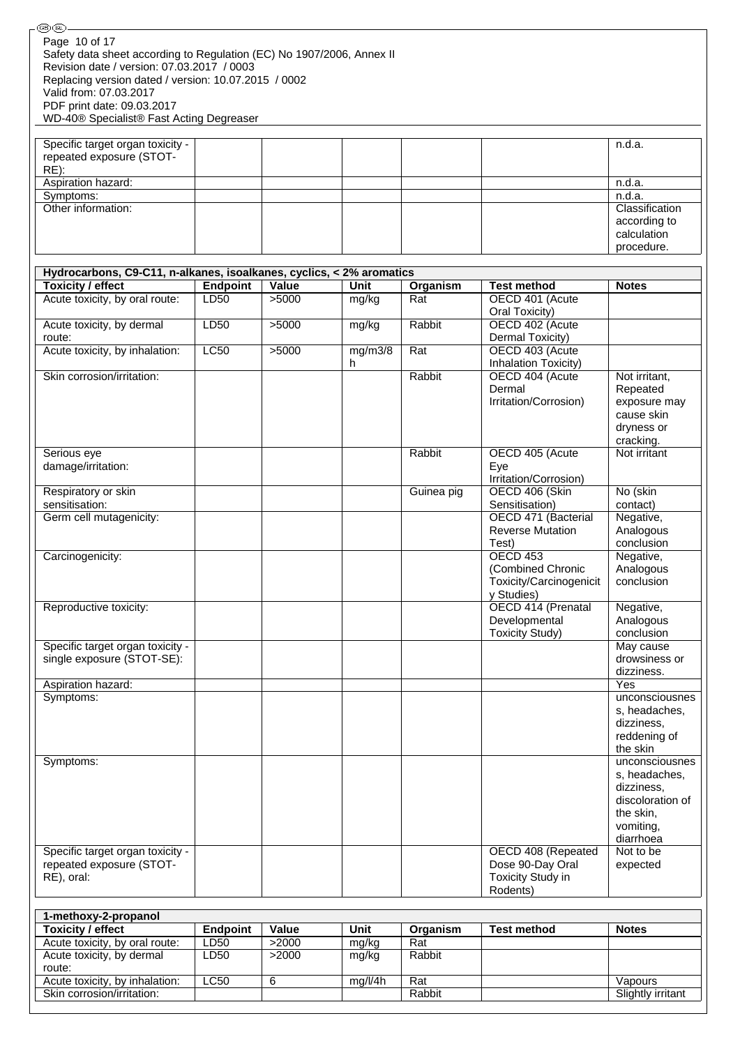| | | | | | | |
|---|---|---|---|---|---|---|
| Specific target organ toxicity - repeated exposure (STOT-RE): | | | | | | n.d.a. |
| Aspiration hazard: | | | | | | n.d.a. |
| Symptoms: | | | | | | n.d.a. |
| Other information: | | | | | | Classification according to calculation procedure. |

| Hydrocarbons, C9-C11, n-alkanes, isoalkanes, cyclics, < 2% aromatics | | | | | | |
|---|---|---|---|---|---|---|
| **Toxicity / effect** | **Endpoint** | **Value** | **Unit** | **Organism** | **Test method** | **Notes** |
| Acute toxicity, by oral route: | LD50 | >5000 | mg/kg | Rat | OECD 401 (Acute Oral Toxicity) | |
| Acute toxicity, by dermal route: | LD50 | >5000 | mg/kg | Rabbit | OECD 402 (Acute Dermal Toxicity) | |
| Acute toxicity, by inhalation: | LC50 | >5000 | mg/m3/8h | Rat | OECD 403 (Acute Inhalation Toxicity) | |
| Skin corrosion/irritation: | | | | Rabbit | OECD 404 (Acute Dermal Irritation/Corrosion) | Not irritant, Repeated exposure may cause skin dryness or cracking. |
| Serious eye damage/irritation: | | | | Rabbit | OECD 405 (Acute Eye Irritation/Corrosion) | Not irritant |
| Respiratory or skin sensitisation: | | | | Guinea pig | OECD 406 (Skin Sensitisation) | No (skin contact) |
| Germ cell mutagenicity: | | | | | OECD 471 (Bacterial Reverse Mutation Test) | Negative, Analogous conclusion |
| Carcinogenicity: | | | | | OECD 453 (Combined Chronic Toxicity/Carcinogenicity Studies) | Negative, Analogous conclusion |
| Reproductive toxicity: | | | | | OECD 414 (Prenatal Developmental Toxicity Study) | Negative, Analogous conclusion |
| Specific target organ toxicity - single exposure (STOT-SE): | | | | | | May cause drowsiness or dizziness. |
| Aspiration hazard: | | | | | | Yes |
| Symptoms: | | | | | | unconsciousness, headaches, dizziness, reddening of the skin |
| Symptoms: | | | | | | unconsciousness, headaches, dizziness, discoloration of the skin, vomiting, diarrhoea |
| Specific target organ toxicity - repeated exposure (STOT-RE), oral: | | | | | OECD 408 (Repeated Dose 90-Day Oral Toxicity Study in Rodents) | Not to be expected |

| 1-methoxy-2-propanol | | | | | | |
|---|---|---|---|---|---|---|
| **Toxicity / effect** | **Endpoint** | **Value** | **Unit** | **Organism** | **Test method** | **Notes** |
| Acute toxicity, by oral route: | LD50 | >2000 | mg/kg | Rat | | |
| Acute toxicity, by dermal route: | LD50 | >2000 | mg/kg | Rabbit | | |
| Acute toxicity, by inhalation: | LC50 | 6 | mg/l/4h | Rat | | Vapours |
| Skin corrosion/irritation: | | | | Rabbit | | Slightly irritant |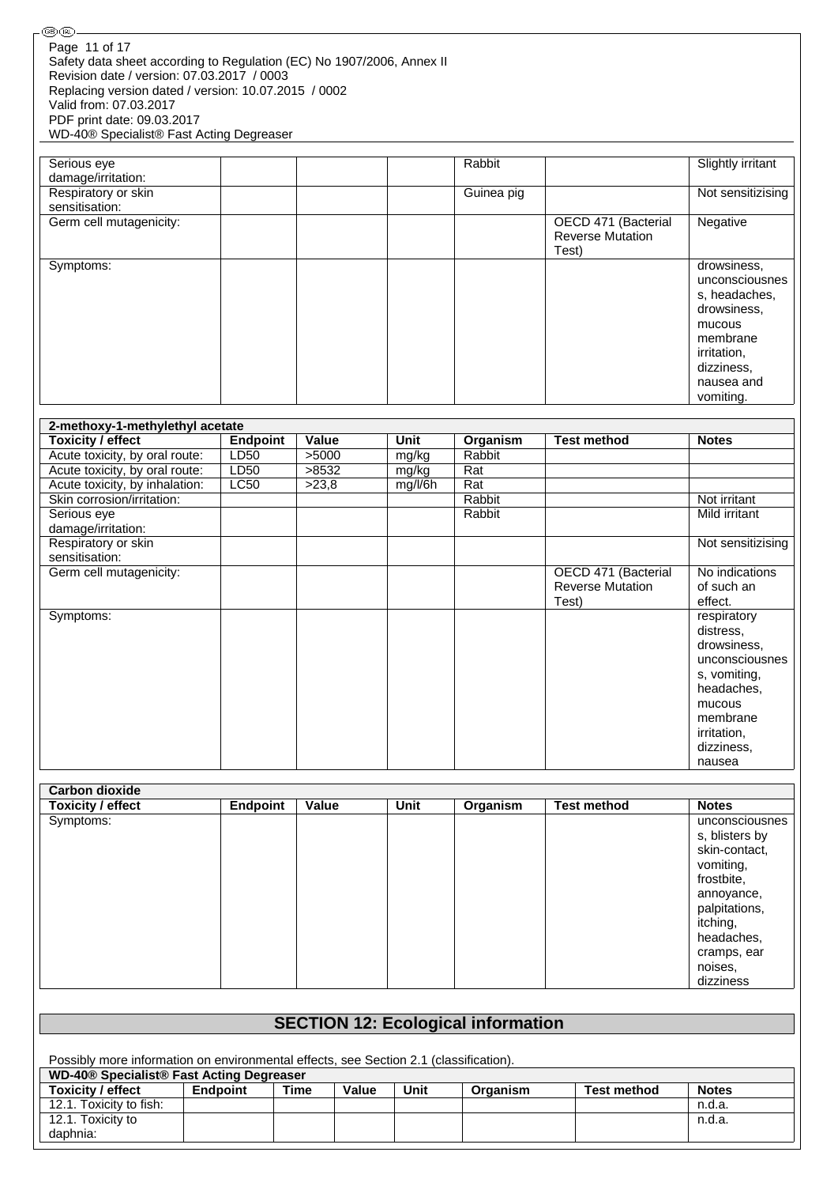| | | | | | | |
|---|---|---|---|---|---|---|
| Serious eye damage/irritation: | | | | Rabbit | | Slightly irritant |
| Respiratory or skin sensitisation: | | | | Guinea pig | | Not sensitizising |
| Germ cell mutagenicity: | | | | | OECD 471 (Bacterial Reverse Mutation Test) | Negative |
| Symptoms: | | | | | | drowsiness, unconsciousness, headaches, drowsiness, mucous membrane irritation, dizziness, nausea and vomiting. |

| 2-methoxy-1-methylethyl acetate | | | | | | |
|---|---|---|---|---|---|---|
| **Toxicity / effect** | **Endpoint** | **Value** | **Unit** | **Organism** | **Test method** | **Notes** |
| Acute toxicity, by oral route: | LD50 | >5000 | mg/kg | Rabbit | | |
| Acute toxicity, by oral route: | LD50 | >8532 | mg/kg | Rat | | |
| Acute toxicity, by inhalation: | LC50 | >23,8 | mg/l/6h | Rat | | |
| Skin corrosion/irritation: | | | | Rabbit | | Not irritant |
| Serious eye damage/irritation: | | | | Rabbit | | Mild irritant |
| Respiratory or skin sensitisation: | | | | | | Not sensitizising |
| Germ cell mutagenicity: | | | | | OECD 471 (Bacterial Reverse Mutation Test) | No indications of such an effect. |
| Symptoms: | | | | | | respiratory distress, drowsiness, unconsciousness, vomiting, headaches, mucous membrane irritation, dizziness, nausea |

| Carbon dioxide | | | | | | |
|---|---|---|---|---|---|---|
| **Toxicity / effect** | **Endpoint** | **Value** | **Unit** | **Organism** | **Test method** | **Notes** |
| Symptoms: | | | | | | unconsciousness, blisters by skin-contact, vomiting, frostbite, annoyance, palpitations, itching, headaches, cramps, ear noises, dizziness |

## SECTION 12: Ecological information

Possibly more information on environmental effects, see Section 2.1 (classification).

| WD-40® Specialist® Fast Acting Degreaser | | | | | | | |
|---|---|---|---|---|---|---|---|
| **Toxicity / effect** | **Endpoint** | **Time** | **Value** | **Unit** | **Organism** | **Test method** | **Notes** |
| 12.1. Toxicity to fish: | | | | | | | n.d.a. |
| 12.1. Toxicity to daphnia: | | | | | | | n.d.a. |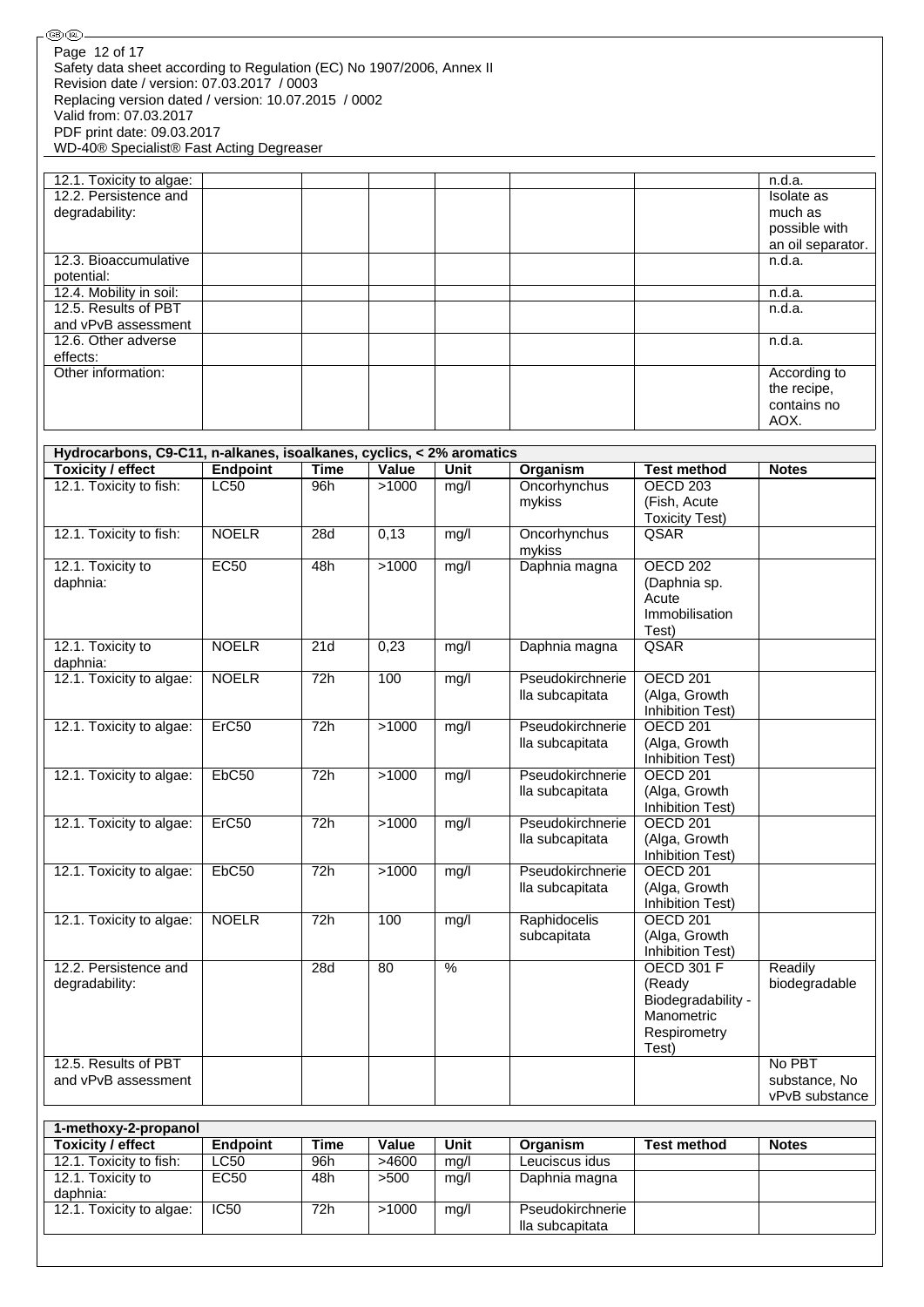| | | | | | | | |
|---|---|---|---|---|---|---|---|
| 12.1. Toxicity to algae: | | | | | | | n.d.a. |
| 12.2. Persistence and degradability: | | | | | | | Isolate as much as possible with an oil separator. |
| 12.3. Bioaccumulative potential: | | | | | | | n.d.a. |
| 12.4. Mobility in soil: | | | | | | | n.d.a. |
| 12.5. Results of PBT and vPvB assessment | | | | | | | n.d.a. |
| 12.6. Other adverse effects: | | | | | | | n.d.a. |
| Other information: | | | | | | | According to the recipe, contains no AOX. |

**Hydrocarbons, C9-C11, n-alkanes, isoalkanes, cyclics, < 2% aromatics**

| Toxicity / effect | Endpoint | Time | Value | Unit | Organism | Test method | Notes |
|---|---|---|---|---|---|---|---|
| 12.1. Toxicity to fish: | LC50 | 96h | >1000 | mg/l | Oncorhynchus mykiss | OECD 203 (Fish, Acute Toxicity Test) | |
| 12.1. Toxicity to fish: | NOELR | 28d | 0,13 | mg/l | Oncorhynchus mykiss | QSAR | |
| 12.1. Toxicity to daphnia: | EC50 | 48h | >1000 | mg/l | Daphnia magna | OECD 202 (Daphnia sp. Acute Immobilisation Test) | |
| 12.1. Toxicity to daphnia: | NOELR | 21d | 0,23 | mg/l | Daphnia magna | QSAR | |
| 12.1. Toxicity to algae: | NOELR | 72h | 100 | mg/l | Pseudokirchneriella subcapitata | OECD 201 (Alga, Growth Inhibition Test) | |
| 12.1. Toxicity to algae: | ErC50 | 72h | >1000 | mg/l | Pseudokirchneriella subcapitata | OECD 201 (Alga, Growth Inhibition Test) | |
| 12.1. Toxicity to algae: | EbC50 | 72h | >1000 | mg/l | Pseudokirchneriella subcapitata | OECD 201 (Alga, Growth Inhibition Test) | |
| 12.1. Toxicity to algae: | ErC50 | 72h | >1000 | mg/l | Pseudokirchneriella subcapitata | OECD 201 (Alga, Growth Inhibition Test) | |
| 12.1. Toxicity to algae: | EbC50 | 72h | >1000 | mg/l | Pseudokirchneriella subcapitata | OECD 201 (Alga, Growth Inhibition Test) | |
| 12.1. Toxicity to algae: | NOELR | 72h | 100 | mg/l | Raphidocelis subcapitata | OECD 201 (Alga, Growth Inhibition Test) | |
| 12.2. Persistence and degradability: | | 28d | 80 | % | | OECD 301 F (Ready Biodegradability - Manometric Respirometry Test) | Readily biodegradable |
| 12.5. Results of PBT and vPvB assessment | | | | | | | No PBT substance, No vPvB substance |

**1-methoxy-2-propanol**

| Toxicity / effect | Endpoint | Time | Value | Unit | Organism | Test method | Notes |
|---|---|---|---|---|---|---|---|
| 12.1. Toxicity to fish: | LC50 | 96h | >4600 | mg/l | Leuciscus idus | | |
| 12.1. Toxicity to daphnia: | EC50 | 48h | >500 | mg/l | Daphnia magna | | |
| 12.1. Toxicity to algae: | IC50 | 72h | >1000 | mg/l | Pseudokirchneriella subcapitata | | |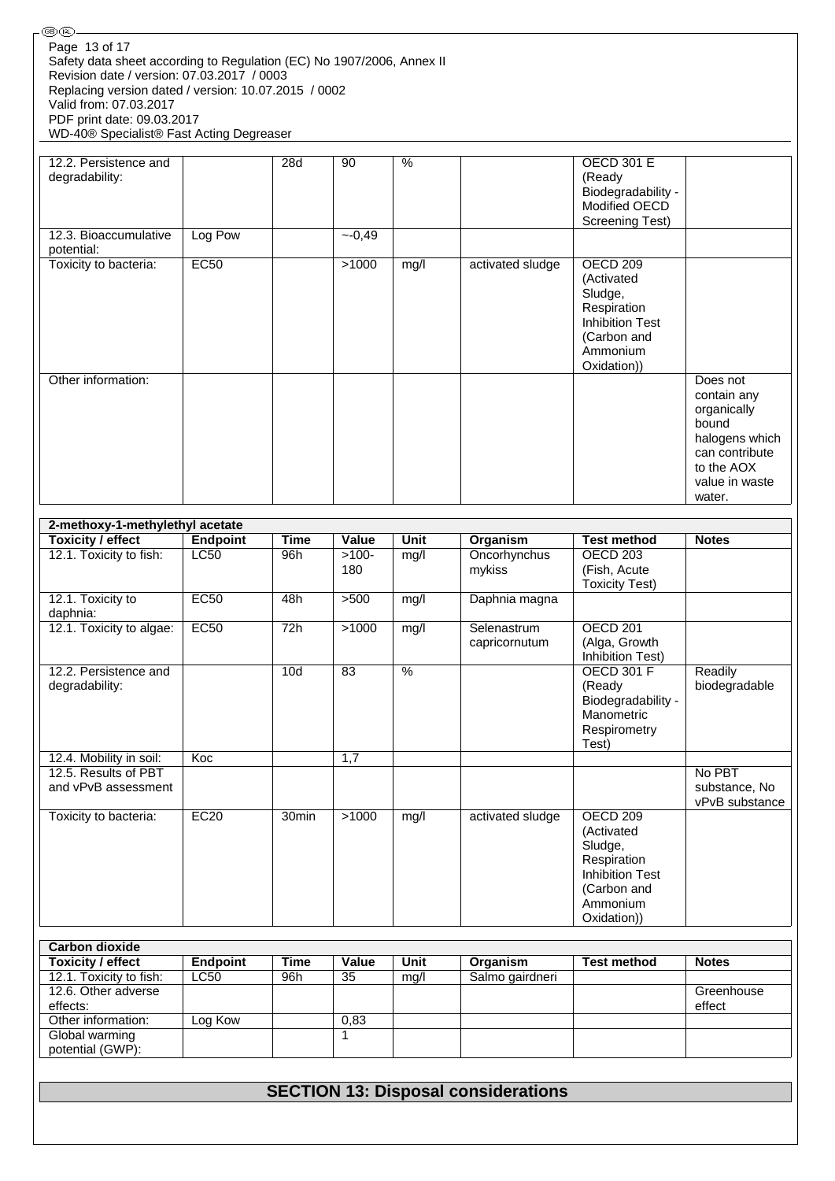| | | | | | | | |
|---|---|---|---|---|---|---|---|
| 12.2. Persistence and degradability: | | 28d | 90 | % | | OECD 301 E (Ready Biodegradability - Modified OECD Screening Test) | |
| 12.3. Bioaccumulative potential: | Log Pow | | ~-0,49 | | | | |
| Toxicity to bacteria: | EC50 | | >1000 | mg/l | activated sludge | OECD 209 (Activated Sludge, Respiration Inhibition Test (Carbon and Ammonium Oxidation)) | |
| Other information: | | | | | | | Does not contain any organically bound halogens which can contribute to the AOX value in waste water. |

| 2-methoxy-1-methylethyl acetate | | | | | | | |
|---|---|---|---|---|---|---|---|
| **Toxicity / effect** | **Endpoint** | **Time** | **Value** | **Unit** | **Organism** | **Test method** | **Notes** |
| 12.1. Toxicity to fish: | LC50 | 96h | >100-180 | mg/l | Oncorhynchus mykiss | OECD 203 (Fish, Acute Toxicity Test) | |
| 12.1. Toxicity to daphnia: | EC50 | 48h | >500 | mg/l | Daphnia magna | | |
| 12.1. Toxicity to algae: | EC50 | 72h | >1000 | mg/l | Selenastrum capricornutum | OECD 201 (Alga, Growth Inhibition Test) | |
| 12.2. Persistence and degradability: | | 10d | 83 | % | | OECD 301 F (Ready Biodegradability - Manometric Respirometry Test) | Readily biodegradable |
| 12.4. Mobility in soil: | Koc | | 1,7 | | | | |
| 12.5. Results of PBT and vPvB assessment | | | | | | | No PBT substance, No vPvB substance |
| Toxicity to bacteria: | EC20 | 30min | >1000 | mg/l | activated sludge | OECD 209 (Activated Sludge, Respiration Inhibition Test (Carbon and Ammonium Oxidation)) | |

| Carbon dioxide | | | | | | | |
|---|---|---|---|---|---|---|---|
| **Toxicity / effect** | **Endpoint** | **Time** | **Value** | **Unit** | **Organism** | **Test method** | **Notes** |
| 12.1. Toxicity to fish: | LC50 | 96h | 35 | mg/l | Salmo gairdneri | | |
| 12.6. Other adverse effects: | | | | | | | Greenhouse effect |
| Other information: | Log Kow | | 0,83 | | | | |
| Global warming potential (GWP): | | | 1 | | | | |

## SECTION 13: Disposal considerations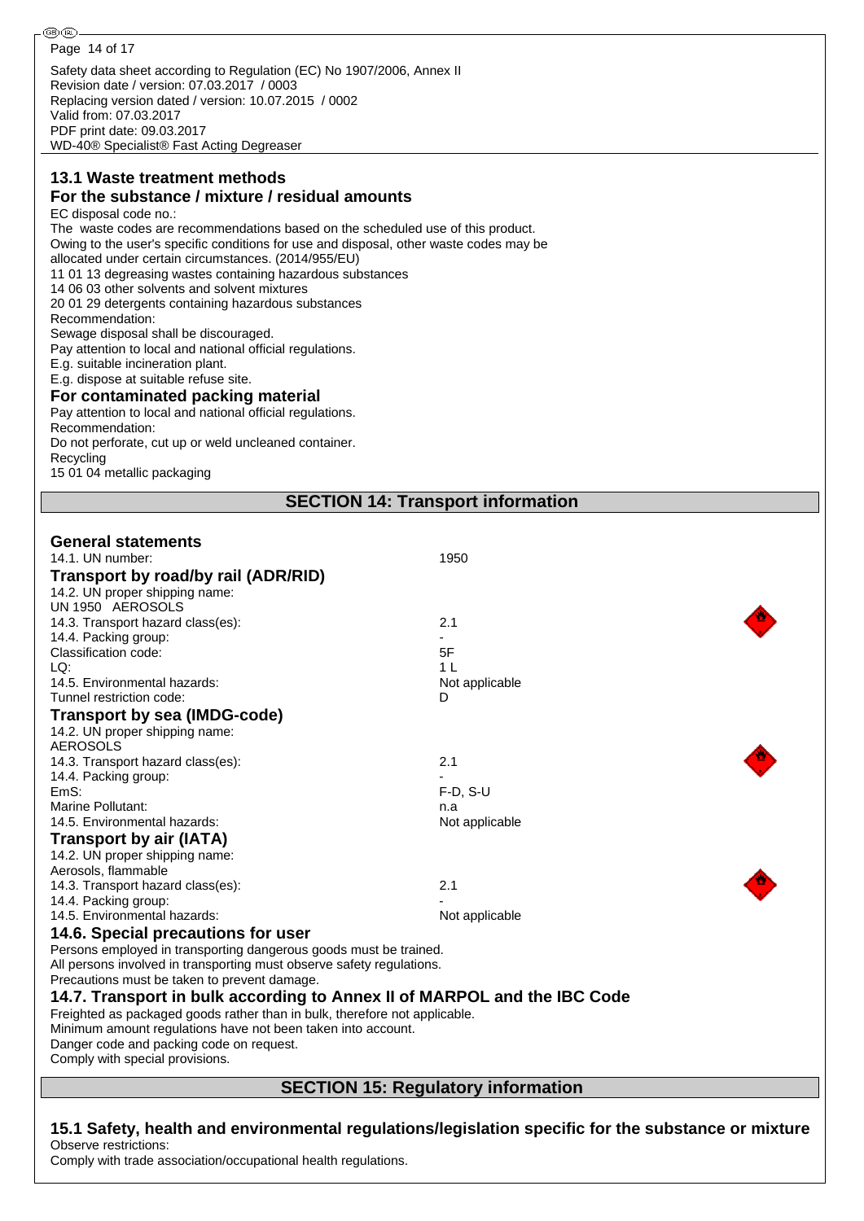Safety data sheet according to Regulation (EC) No 1907/2006, Annex II
Revision date / version: 07.03.2017 / 0003
Replacing version dated / version: 10.07.2015 / 0002
Valid from: 07.03.2017
PDF print date: 09.03.2017
WD-40® Specialist® Fast Acting Degreaser

### 13.1 Waste treatment methods

### For the substance / mixture / residual amounts

EC disposal code no.:
The waste codes are recommendations based on the scheduled use of this product.
Owing to the user's specific conditions for use and disposal, other waste codes may be allocated under certain circumstances. (2014/955/EU)
11 01 13 degreasing wastes containing hazardous substances
14 06 03 other solvents and solvent mixtures
20 01 29 detergents containing hazardous substances
Recommendation:
Sewage disposal shall be discouraged.
Pay attention to local and national official regulations.
E.g. suitable incineration plant.
E.g. dispose at suitable refuse site.

### For contaminated packing material

Pay attention to local and national official regulations.
Recommendation:
Do not perforate, cut up or weld uncleaned container.
Recycling
15 01 04 metallic packaging

## SECTION 14: Transport information

### General statements

| | |
|---|---|
| 14.1. UN number: | 1950 |

### Transport by road/by rail (ADR/RID)

| | |
|---|---|
| 14.2. UN proper shipping name: | |
| UN 1950 AEROSOLS | |
| 14.3. Transport hazard class(es): | 2.1 |
| 14.4. Packing group: | - |
| Classification code: | 5F |
| LQ: | 1 L |
| 14.5. Environmental hazards: | Not applicable |
| Tunnel restriction code: | D |

### Transport by sea (IMDG-code)

| | |
|---|---|
| 14.2. UN proper shipping name: | |
| AEROSOLS | |
| 14.3. Transport hazard class(es): | 2.1 |
| 14.4. Packing group: | - |
| EmS: | F-D, S-U |
| Marine Pollutant: | n.a |
| 14.5. Environmental hazards: | Not applicable |

### Transport by air (IATA)

| | |
|---|---|
| 14.2. UN proper shipping name: | |
| Aerosols, flammable | |
| 14.3. Transport hazard class(es): | 2.1 |
| 14.4. Packing group: | - |
| 14.5. Environmental hazards: | Not applicable |

### 14.6. Special precautions for user

Persons employed in transporting dangerous goods must be trained.
All persons involved in transporting must observe safety regulations.
Precautions must be taken to prevent damage.

### 14.7. Transport in bulk according to Annex II of MARPOL and the IBC Code

Freighted as packaged goods rather than in bulk, therefore not applicable.
Minimum amount regulations have not been taken into account.
Danger code and packing code on request.
Comply with special provisions.

## SECTION 15: Regulatory information

### 15.1 Safety, health and environmental regulations/legislation specific for the substance or mixture

Observe restrictions:
Comply with trade association/occupational health regulations.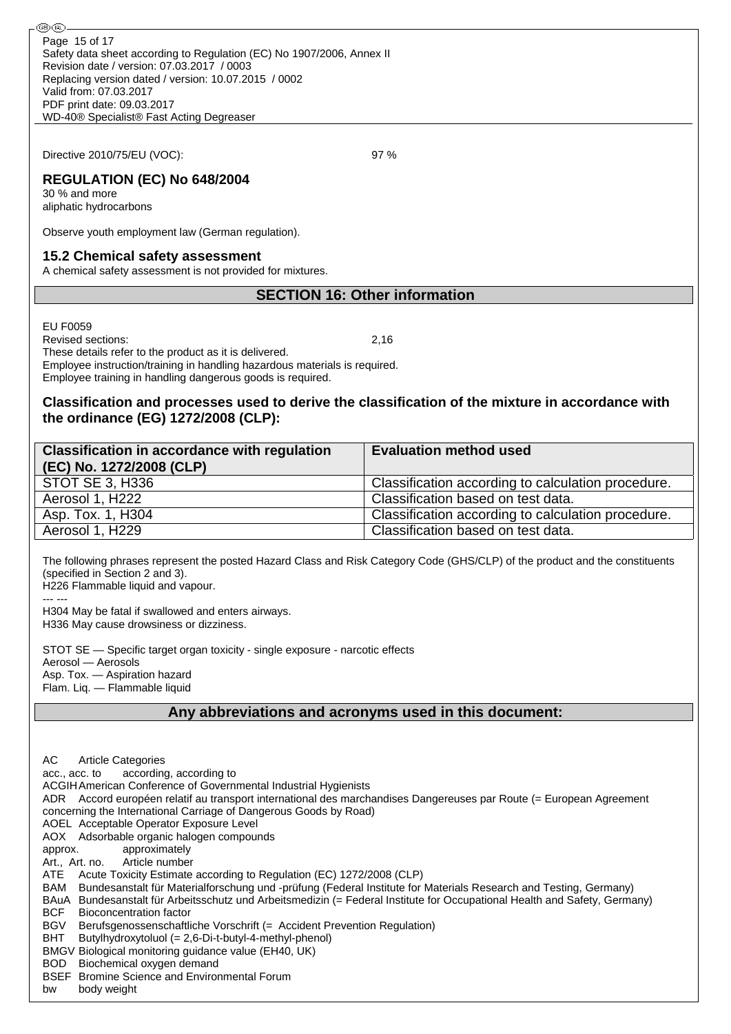Directive 2010/75/EU (VOC): 97 %

## REGULATION (EC) No 648/2004

30 % and more
aliphatic hydrocarbons

Observe youth employment law (German regulation).

### 15.2 Chemical safety assessment

A chemical safety assessment is not provided for mixtures.

## SECTION 16: Other information

EU F0059
Revised sections: 2,16
These details refer to the product as it is delivered.
Employee instruction/training in handling hazardous materials is required.
Employee training in handling dangerous goods is required.

### Classification and processes used to derive the classification of the mixture in accordance with the ordinance (EG) 1272/2008 (CLP):

| Classification in accordance with regulation (EC) No. 1272/2008 (CLP) | Evaluation method used |
| --- | --- |
| STOT SE 3, H336 | Classification according to calculation procedure. |
| Aerosol 1, H222 | Classification based on test data. |
| Asp. Tox. 1, H304 | Classification according to calculation procedure. |
| Aerosol 1, H229 | Classification based on test data. |

The following phrases represent the posted Hazard Class and Risk Category Code (GHS/CLP) of the product and the constituents (specified in Section 2 and 3).
H226 Flammable liquid and vapour.
--- ---
H304 May be fatal if swallowed and enters airways.
H336 May cause drowsiness or dizziness.

STOT SE — Specific target organ toxicity - single exposure - narcotic effects
Aerosol — Aerosols
Asp. Tox. — Aspiration hazard
Flam. Liq. — Flammable liquid

## Any abbreviations and acronyms used in this document:

AC Article Categories
acc., acc. to according, according to
ACGIH American Conference of Governmental Industrial Hygienists
ADR Accord européen relatif au transport international des marchandises Dangereuses par Route (= European Agreement concerning the International Carriage of Dangerous Goods by Road)
AOEL Acceptable Operator Exposure Level
AOX Adsorbable organic halogen compounds
approx. approximately
Art., Art. no. Article number
ATE Acute Toxicity Estimate according to Regulation (EC) 1272/2008 (CLP)
BAM Bundesanstalt für Materialforschung und -prüfung (Federal Institute for Materials Research and Testing, Germany)
BAuA Bundesanstalt für Arbeitsschutz und Arbeitsmedizin (= Federal Institute for Occupational Health and Safety, Germany)
BCF Bioconcentration factor
BGV Berufsgenossenschaftliche Vorschrift (= Accident Prevention Regulation)
BHT Butylhydroxytoluol (= 2,6-Di-t-butyl-4-methyl-phenol)
BMGV Biological monitoring guidance value (EH40, UK)
BOD Biochemical oxygen demand
BSEF Bromine Science and Environmental Forum
bw body weight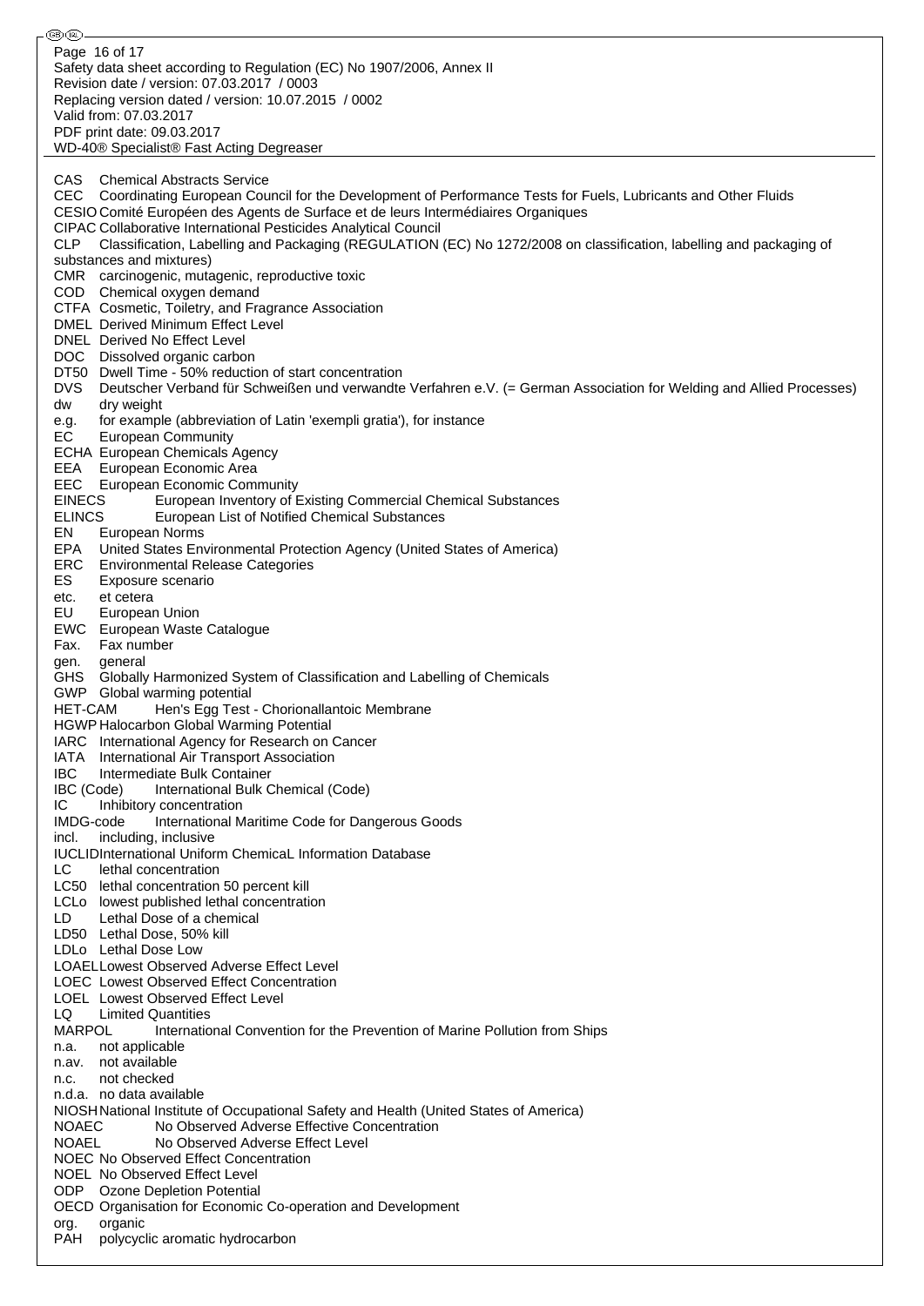CAS Chemical Abstracts Service
CEC Coordinating European Council for the Development of Performance Tests for Fuels, Lubricants and Other Fluids
CESIO Comité Européen des Agents de Surface et de leurs Intermédiaires Organiques
CIPAC Collaborative International Pesticides Analytical Council
CLP Classification, Labelling and Packaging (REGULATION (EC) No 1272/2008 on classification, labelling and packaging of substances and mixtures)
CMR carcinogenic, mutagenic, reproductive toxic
COD Chemical oxygen demand
CTFA Cosmetic, Toiletry, and Fragrance Association
DMEL Derived Minimum Effect Level
DNEL Derived No Effect Level
DOC Dissolved organic carbon
DT50 Dwell Time - 50% reduction of start concentration
DVS Deutscher Verband für Schweißen und verwandte Verfahren e.V. (= German Association for Welding and Allied Processes)
dw dry weight
e.g. for example (abbreviation of Latin 'exempli gratia'), for instance
EC European Community
ECHA European Chemicals Agency
EEA European Economic Area
EEC European Economic Community
EINECS European Inventory of Existing Commercial Chemical Substances
ELINCS European List of Notified Chemical Substances
EN European Norms
EPA United States Environmental Protection Agency (United States of America)
ERC Environmental Release Categories
ES Exposure scenario
etc. et cetera
EU European Union
EWC European Waste Catalogue
Fax. Fax number
gen. general
GHS Globally Harmonized System of Classification and Labelling of Chemicals
GWP Global warming potential
HET-CAM Hen's Egg Test - Chorionallantoic Membrane
HGWP Halocarbon Global Warming Potential
IARC International Agency for Research on Cancer
IATA International Air Transport Association
IBC Intermediate Bulk Container
IBC (Code) International Bulk Chemical (Code)
IC Inhibitory concentration
IMDG-code International Maritime Code for Dangerous Goods
incl. including, inclusive
IUCLID International Uniform ChemicaL Information Database
LC lethal concentration
LC50 lethal concentration 50 percent kill
LCLo lowest published lethal concentration
LD Lethal Dose of a chemical
LD50 Lethal Dose, 50% kill
LDLo Lethal Dose Low
LOAEL Lowest Observed Adverse Effect Level
LOEC Lowest Observed Effect Concentration
LOEL Lowest Observed Effect Level
LQ Limited Quantities
MARPOL International Convention for the Prevention of Marine Pollution from Ships
n.a. not applicable
n.av. not available
n.c. not checked
n.d.a. no data available
NIOSH National Institute of Occupational Safety and Health (United States of America)
NOAEC No Observed Adverse Effective Concentration
NOAEL No Observed Adverse Effect Level
NOEC No Observed Effect Concentration
NOEL No Observed Effect Level
ODP Ozone Depletion Potential
OECD Organisation for Economic Co-operation and Development
org. organic
PAH polycyclic aromatic hydrocarbon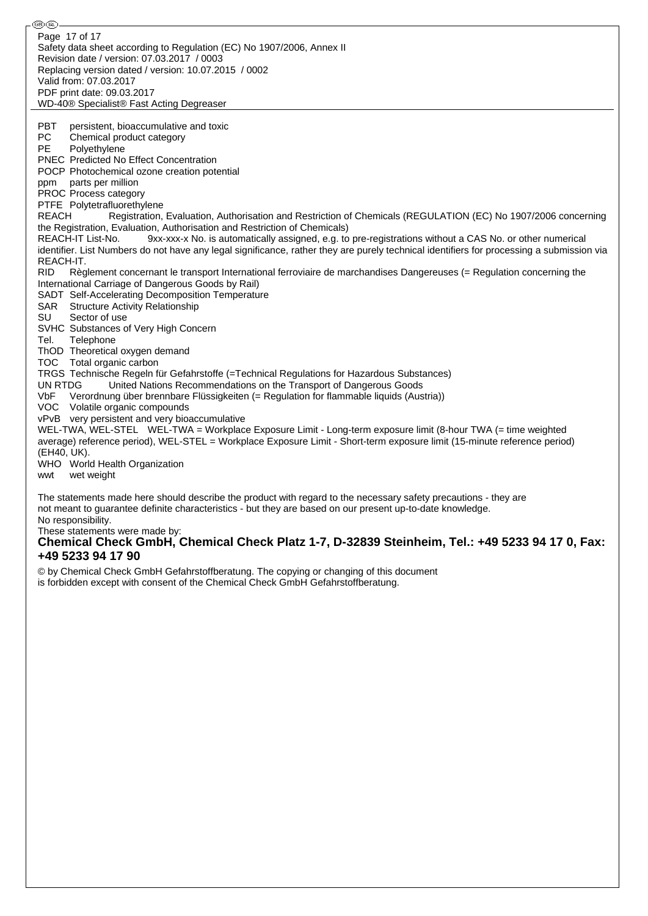PBT persistent, bioaccumulative and toxic
PC Chemical product category
PE Polyethylene
PNEC Predicted No Effect Concentration
POCP Photochemical ozone creation potential
ppm parts per million
PROC Process category
PTFE Polytetrafluorethylene
REACH Registration, Evaluation, Authorisation and Restriction of Chemicals (REGULATION (EC) No 1907/2006 concerning the Registration, Evaluation, Authorisation and Restriction of Chemicals)
REACH-IT List-No. 9xx-xxx-x No. is automatically assigned, e.g. to pre-registrations without a CAS No. or other numerical identifier. List Numbers do not have any legal significance, rather they are purely technical identifiers for processing a submission via REACH-IT.
RID Règlement concernant le transport International ferroviaire de marchandises Dangereuses (= Regulation concerning the International Carriage of Dangerous Goods by Rail)
SADT Self-Accelerating Decomposition Temperature
SAR Structure Activity Relationship
SU Sector of use
SVHC Substances of Very High Concern
Tel. Telephone
ThOD Theoretical oxygen demand
TOC Total organic carbon
TRGS Technische Regeln für Gefahrstoffe (=Technical Regulations for Hazardous Substances)
UN RTDG United Nations Recommendations on the Transport of Dangerous Goods
VbF Verordnung über brennbare Flüssigkeiten (= Regulation for flammable liquids (Austria))
VOC Volatile organic compounds
vPvB very persistent and very bioaccumulative
WEL-TWA, WEL-STEL WEL-TWA = Workplace Exposure Limit - Long-term exposure limit (8-hour TWA (= time weighted average) reference period), WEL-STEL = Workplace Exposure Limit - Short-term exposure limit (15-minute reference period) (EH40, UK).
WHO World Health Organization
wwt wet weight

The statements made here should describe the product with regard to the necessary safety precautions - they are not meant to guarantee definite characteristics - but they are based on our present up-to-date knowledge.
No responsibility.
These statements were made by:

**Chemical Check GmbH, Chemical Check Platz 1-7, D-32839 Steinheim, Tel.: +49 5233 94 17 0, Fax: +49 5233 94 17 90**

© by Chemical Check GmbH Gefahrstoffberatung. The copying or changing of this document is forbidden except with consent of the Chemical Check GmbH Gefahrstoffberatung.